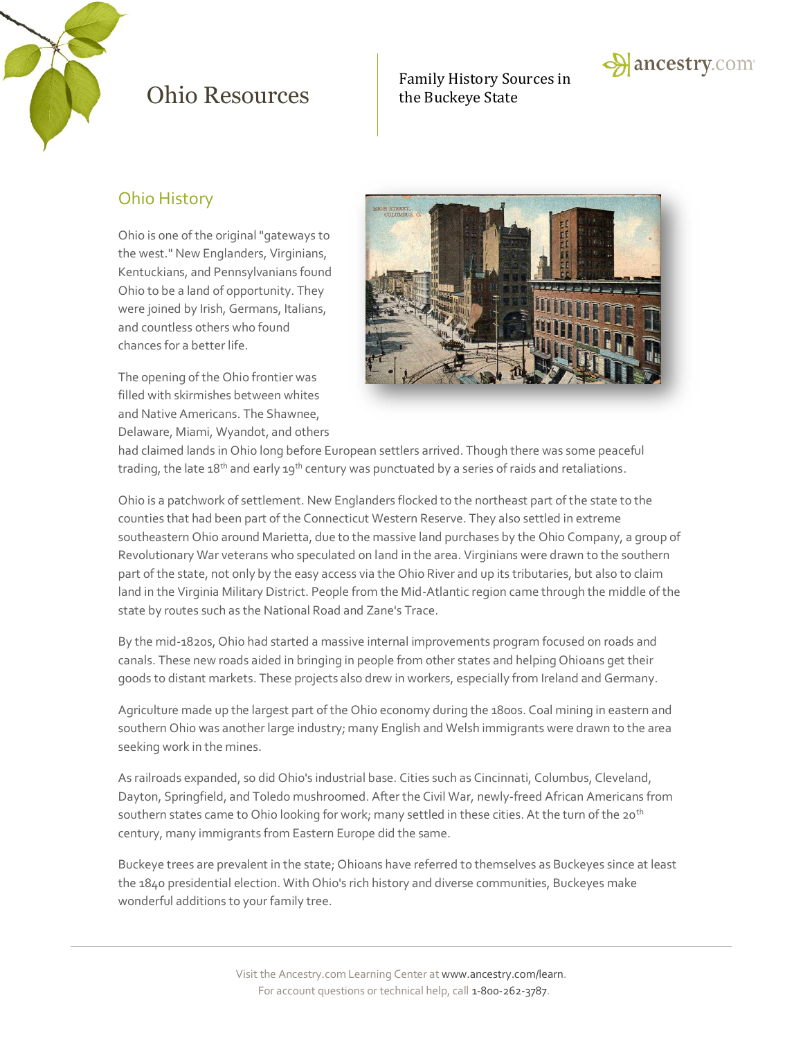# Ohio Resources

Family History Sources in the Buckeye State

## Ohio History

Ohio is one of the original "gateways to the west." New Englanders, Virginians, Kentuckians, and Pennsylvanians found Ohio to be a land of opportunity. They were joined by Irish, Germans, Italians, and countless others who found chances for a better life.

The opening of the Ohio frontier was filled with skirmishes between whites and Native Americans. The Shawnee, Delaware, Miami, Wyandot, and others had claimed lands in Ohio long before European settlers arrived. Though there was some peaceful trading, the late 18th and early 19th century was punctuated by a series of raids and retaliations.

Ohio is a patchwork of settlement. New Englanders flocked to the northeast part of the state to the counties that had been part of the Connecticut Western Reserve. They also settled in extreme southeastern Ohio around Marietta, due to the massive land purchases by the Ohio Company, a group of Revolutionary War veterans who speculated on land in the area. Virginians were drawn to the southern part of the state, not only by the easy access via the Ohio River and up its tributaries, but also to claim land in the Virginia Military District. People from the Mid-Atlantic region came through the middle of the state by routes such as the National Road and Zane's Trace.

By the mid-1820s, Ohio had started a massive internal improvements program focused on roads and canals. These new roads aided in bringing in people from other states and helping Ohioans get their goods to distant markets. These projects also drew in workers, especially from Ireland and Germany.

Agriculture made up the largest part of the Ohio economy during the 1800s. Coal mining in eastern and southern Ohio was another large industry; many English and Welsh immigrants were drawn to the area seeking work in the mines.

As railroads expanded, so did Ohio's industrial base. Cities such as Cincinnati, Columbus, Cleveland, Dayton, Springfield, and Toledo mushroomed. After the Civil War, newly-freed African Americans from southern states came to Ohio looking for work; many settled in these cities. At the turn of the 20th century, many immigrants from Eastern Europe did the same.

Buckeye trees are prevalent in the state; Ohioans have referred to themselves as Buckeyes since at least the 1840 presidential election. With Ohio's rich history and diverse communities, Buckeyes make wonderful additions to your family tree.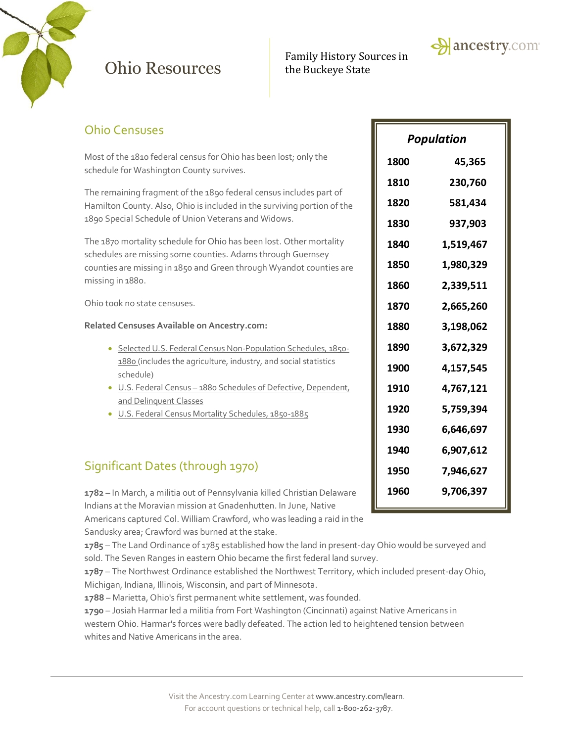# Ohio Resources

Family History Sources in the Buckeye State

## Ohio Censuses

Most of the 1810 federal census for Ohio has been lost; only the schedule for Washington County survives.

The remaining fragment of the 1890 federal census includes part of Hamilton County. Also, Ohio is included in the surviving portion of the 1890 Special Schedule of Union Veterans and Widows.

The 1870 mortality schedule for Ohio has been lost. Other mortality schedules are missing some counties. Adams through Guernsey counties are missing in 1850 and Green through Wyandot counties are missing in 1880.

Ohio took no state censuses.

**Related Censuses Available on Ancestry.com:**

- Selected U.S. Federal Census Non-Population Schedules, 1850-1880 (includes the agriculture, industry, and social statistics schedule)
- U.S. Federal Census – 1880 Schedules of Defective, Dependent, and Delinquent Classes
- U.S. Federal Census Mortality Schedules, 1850-1885

| *Population* | |
|---|---|
| 1800 | 45,365 |
| 1810 | 230,760 |
| 1820 | 581,434 |
| 1830 | 937,903 |
| 1840 | 1,519,467 |
| 1850 | 1,980,329 |
| 1860 | 2,339,511 |
| 1870 | 2,665,260 |
| 1880 | 3,198,062 |
| 1890 | 3,672,329 |
| 1900 | 4,157,545 |
| 1910 | 4,767,121 |
| 1920 | 5,759,394 |
| 1930 | 6,646,697 |
| 1940 | 6,907,612 |
| 1950 | 7,946,627 |
| 1960 | 9,706,397 |

## Significant Dates (through 1970)

**1782** – In March, a militia out of Pennsylvania killed Christian Delaware Indians at the Moravian mission at Gnadenhutten. In June, Native Americans captured Col. William Crawford, who was leading a raid in the Sandusky area; Crawford was burned at the stake.

**1785** – The Land Ordinance of 1785 established how the land in present-day Ohio would be surveyed and sold. The Seven Ranges in eastern Ohio became the first federal land survey.

**1787** – The Northwest Ordinance established the Northwest Territory, which included present-day Ohio, Michigan, Indiana, Illinois, Wisconsin, and part of Minnesota.

**1788** – Marietta, Ohio's first permanent white settlement, was founded.

**1790** – Josiah Harmar led a militia from Fort Washington (Cincinnati) against Native Americans in western Ohio. Harmar's forces were badly defeated. The action led to heightened tension between whites and Native Americans in the area.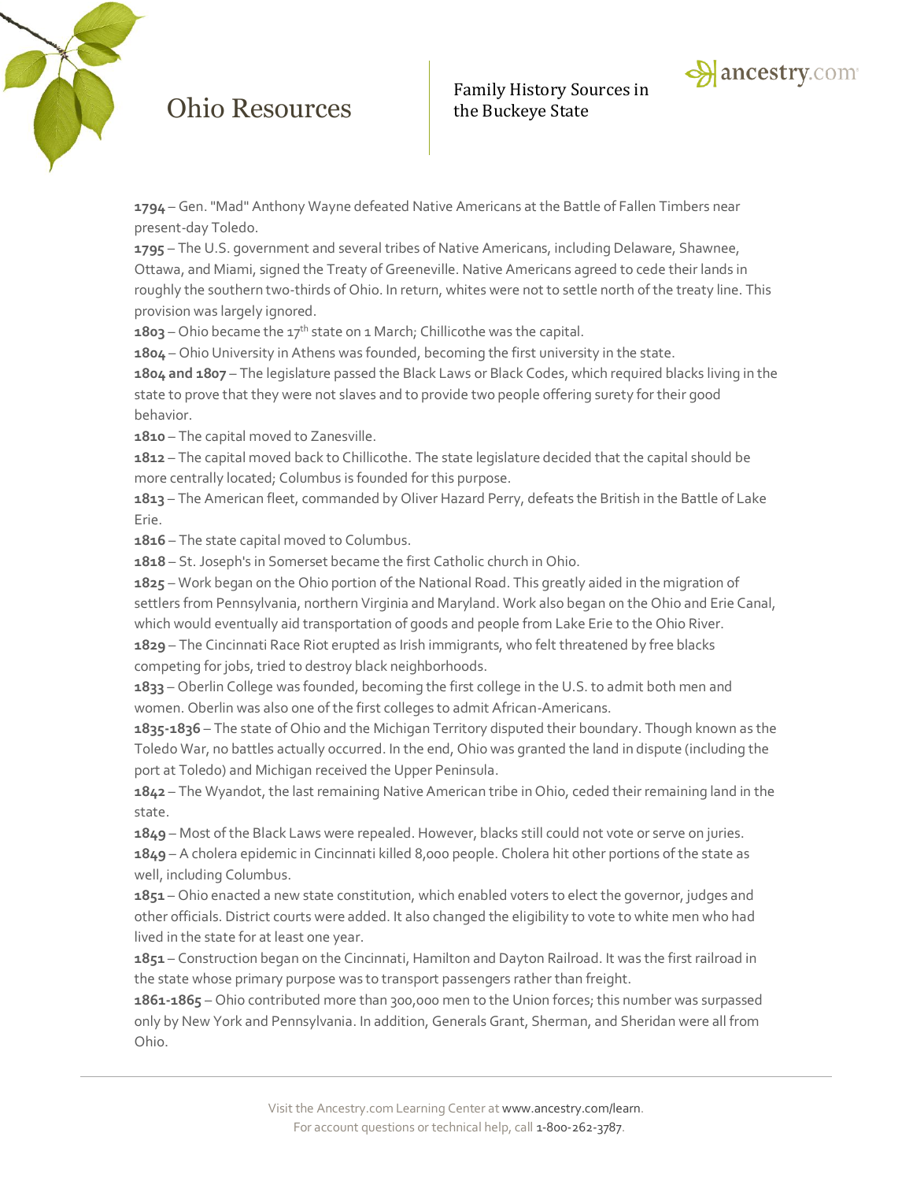**1794** – Gen. "Mad" Anthony Wayne defeated Native Americans at the Battle of Fallen Timbers near present-day Toledo.

**1795** – The U.S. government and several tribes of Native Americans, including Delaware, Shawnee, Ottawa, and Miami, signed the Treaty of Greeneville. Native Americans agreed to cede their lands in roughly the southern two-thirds of Ohio. In return, whites were not to settle north of the treaty line. This provision was largely ignored.

**1803** – Ohio became the 17th state on 1 March; Chillicothe was the capital.

**1804** – Ohio University in Athens was founded, becoming the first university in the state.

**1804 and 1807** – The legislature passed the Black Laws or Black Codes, which required blacks living in the state to prove that they were not slaves and to provide two people offering surety for their good behavior.

**1810** – The capital moved to Zanesville.

**1812** – The capital moved back to Chillicothe. The state legislature decided that the capital should be more centrally located; Columbus is founded for this purpose.

**1813** – The American fleet, commanded by Oliver Hazard Perry, defeats the British in the Battle of Lake Erie.

**1816** – The state capital moved to Columbus.

**1818** – St. Joseph's in Somerset became the first Catholic church in Ohio.

**1825** – Work began on the Ohio portion of the National Road. This greatly aided in the migration of settlers from Pennsylvania, northern Virginia and Maryland. Work also began on the Ohio and Erie Canal, which would eventually aid transportation of goods and people from Lake Erie to the Ohio River.

**1829** – The Cincinnati Race Riot erupted as Irish immigrants, who felt threatened by free blacks competing for jobs, tried to destroy black neighborhoods.

**1833** – Oberlin College was founded, becoming the first college in the U.S. to admit both men and women. Oberlin was also one of the first colleges to admit African-Americans.

**1835-1836** – The state of Ohio and the Michigan Territory disputed their boundary. Though known as the Toledo War, no battles actually occurred. In the end, Ohio was granted the land in dispute (including the port at Toledo) and Michigan received the Upper Peninsula.

**1842** – The Wyandot, the last remaining Native American tribe in Ohio, ceded their remaining land in the state.

**1849** – Most of the Black Laws were repealed. However, blacks still could not vote or serve on juries.

**1849** – A cholera epidemic in Cincinnati killed 8,000 people. Cholera hit other portions of the state as well, including Columbus.

**1851** – Ohio enacted a new state constitution, which enabled voters to elect the governor, judges and other officials. District courts were added. It also changed the eligibility to vote to white men who had lived in the state for at least one year.

**1851** – Construction began on the Cincinnati, Hamilton and Dayton Railroad. It was the first railroad in the state whose primary purpose was to transport passengers rather than freight.

**1861-1865** – Ohio contributed more than 300,000 men to the Union forces; this number was surpassed only by New York and Pennsylvania. In addition, Generals Grant, Sherman, and Sheridan were all from Ohio.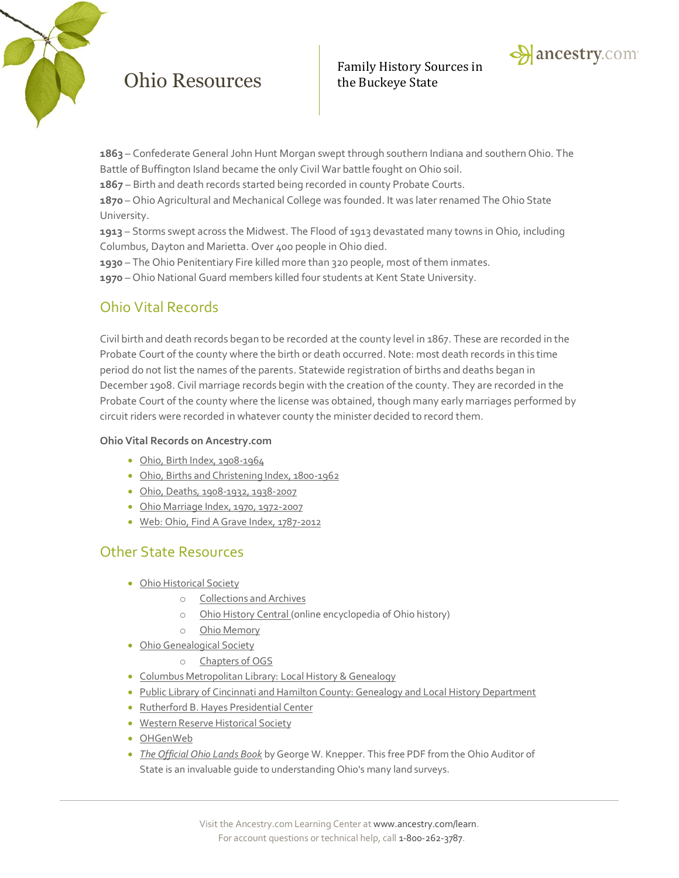**1863** – Confederate General John Hunt Morgan swept through southern Indiana and southern Ohio. The Battle of Buffington Island became the only Civil War battle fought on Ohio soil.
**1867** – Birth and death records started being recorded in county Probate Courts.
**1870** – Ohio Agricultural and Mechanical College was founded. It was later renamed The Ohio State University.
**1913** – Storms swept across the Midwest. The Flood of 1913 devastated many towns in Ohio, including Columbus, Dayton and Marietta. Over 400 people in Ohio died.
**1930** – The Ohio Penitentiary Fire killed more than 320 people, most of them inmates.
**1970** – Ohio National Guard members killed four students at Kent State University.

## Ohio Vital Records

Civil birth and death records began to be recorded at the county level in 1867. These are recorded in the Probate Court of the county where the birth or death occurred. Note: most death records in this time period do not list the names of the parents. Statewide registration of births and deaths began in December 1908. Civil marriage records begin with the creation of the county. They are recorded in the Probate Court of the county where the license was obtained, though many early marriages performed by circuit riders were recorded in whatever county the minister decided to record them.

**Ohio Vital Records on Ancestry.com**

- Ohio, Birth Index, 1908-1964
- Ohio, Births and Christening Index, 1800-1962
- Ohio, Deaths, 1908-1932, 1938-2007
- Ohio Marriage Index, 1970, 1972-2007
- Web: Ohio, Find A Grave Index, 1787-2012

## Other State Resources

- Ohio Historical Society
  - Collections and Archives
  - Ohio History Central (online encyclopedia of Ohio history)
  - Ohio Memory
- Ohio Genealogical Society
  - Chapters of OGS
- Columbus Metropolitan Library: Local History & Genealogy
- Public Library of Cincinnati and Hamilton County: Genealogy and Local History Department
- Rutherford B. Hayes Presidential Center
- Western Reserve Historical Society
- OHGenWeb
- *The Official Ohio Lands Book* by George W. Knepper. This free PDF from the Ohio Auditor of State is an invaluable guide to understanding Ohio's many land surveys.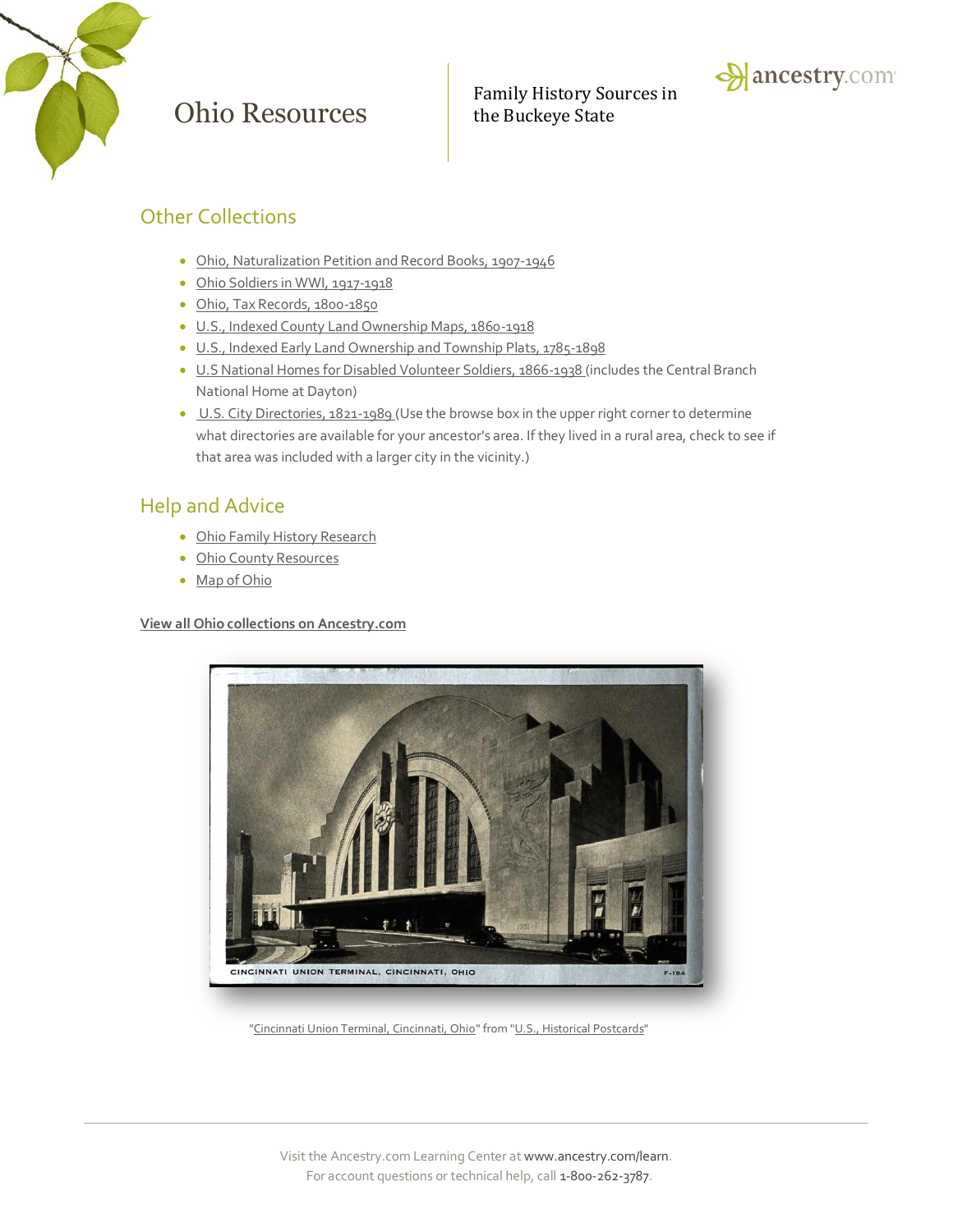## Other Collections

- Ohio, Naturalization Petition and Record Books, 1907-1946
- Ohio Soldiers in WWI, 1917-1918
- Ohio, Tax Records, 1800-1850
- U.S., Indexed County Land Ownership Maps, 1860-1918
- U.S., Indexed Early Land Ownership and Township Plats, 1785-1898
- U.S National Homes for Disabled Volunteer Soldiers, 1866-1938 (includes the Central Branch National Home at Dayton)
- U.S. City Directories, 1821-1989 (Use the browse box in the upper right corner to determine what directories are available for your ancestor's area. If they lived in a rural area, check to see if that area was included with a larger city in the vicinity.)

## Help and Advice

- Ohio Family History Research
- Ohio County Resources
- Map of Ohio

**View all Ohio collections on Ancestry.com**

"Cincinnati Union Terminal, Cincinnati, Ohio" from "U.S., Historical Postcards"

Visit the Ancestry.com Learning Center at www.ancestry.com/learn.
For account questions or technical help, call 1-800-262-3787.